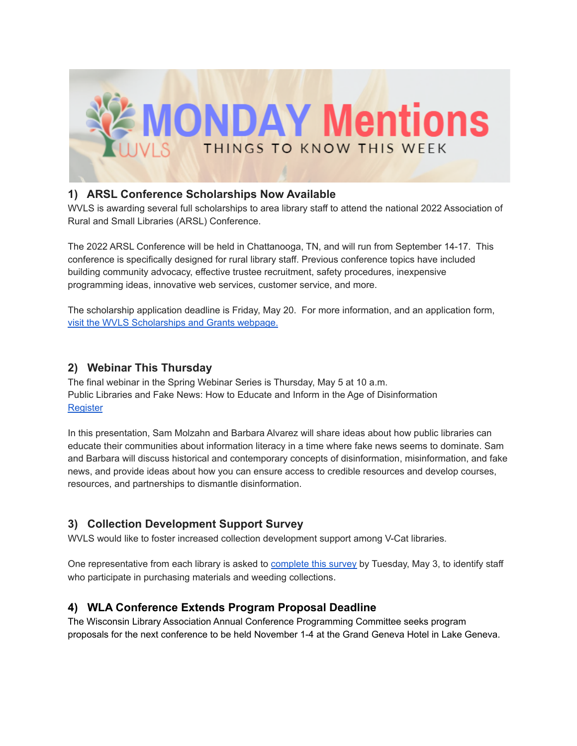## 1) ARSL Conference Scholarships Now Available

WVLS is awarding several full scholarships to area library staff to attend the national 2022 Association of Rural and Small Libraries (ARSL) Conference.

The 2022 ARSL Conference will be held in Chattanooga, TN, and will run from September 14-17. This conference is specifically designed for rural library staff. Previous conference topics have included building community advocacy, effective trustee recruitment, safety procedures, inexpensive programming ideas, innovative web services, customer service, and more.

The scholarship application deadline is Friday, May 20. For more information, and an application form, visit the WVLS Scholarships and Grants webpage.

## 2) Webinar This Thursday

The final webinar in the Spring Webinar Series is Thursday, May 5 at 10 a.m.
Public Libraries and Fake News: How to Educate and Inform in the Age of Disinformation
Register

In this presentation, Sam Molzahn and Barbara Alvarez will share ideas about how public libraries can educate their communities about information literacy in a time where fake news seems to dominate. Sam and Barbara will discuss historical and contemporary concepts of disinformation, misinformation, and fake news, and provide ideas about how you can ensure access to credible resources and develop courses, resources, and partnerships to dismantle disinformation.

## 3) Collection Development Support Survey

WVLS would like to foster increased collection development support among V-Cat libraries.

One representative from each library is asked to complete this survey by Tuesday, May 3, to identify staff who participate in purchasing materials and weeding collections.

## 4) WLA Conference Extends Program Proposal Deadline

The Wisconsin Library Association Annual Conference Programming Committee seeks program proposals for the next conference to be held November 1-4 at the Grand Geneva Hotel in Lake Geneva.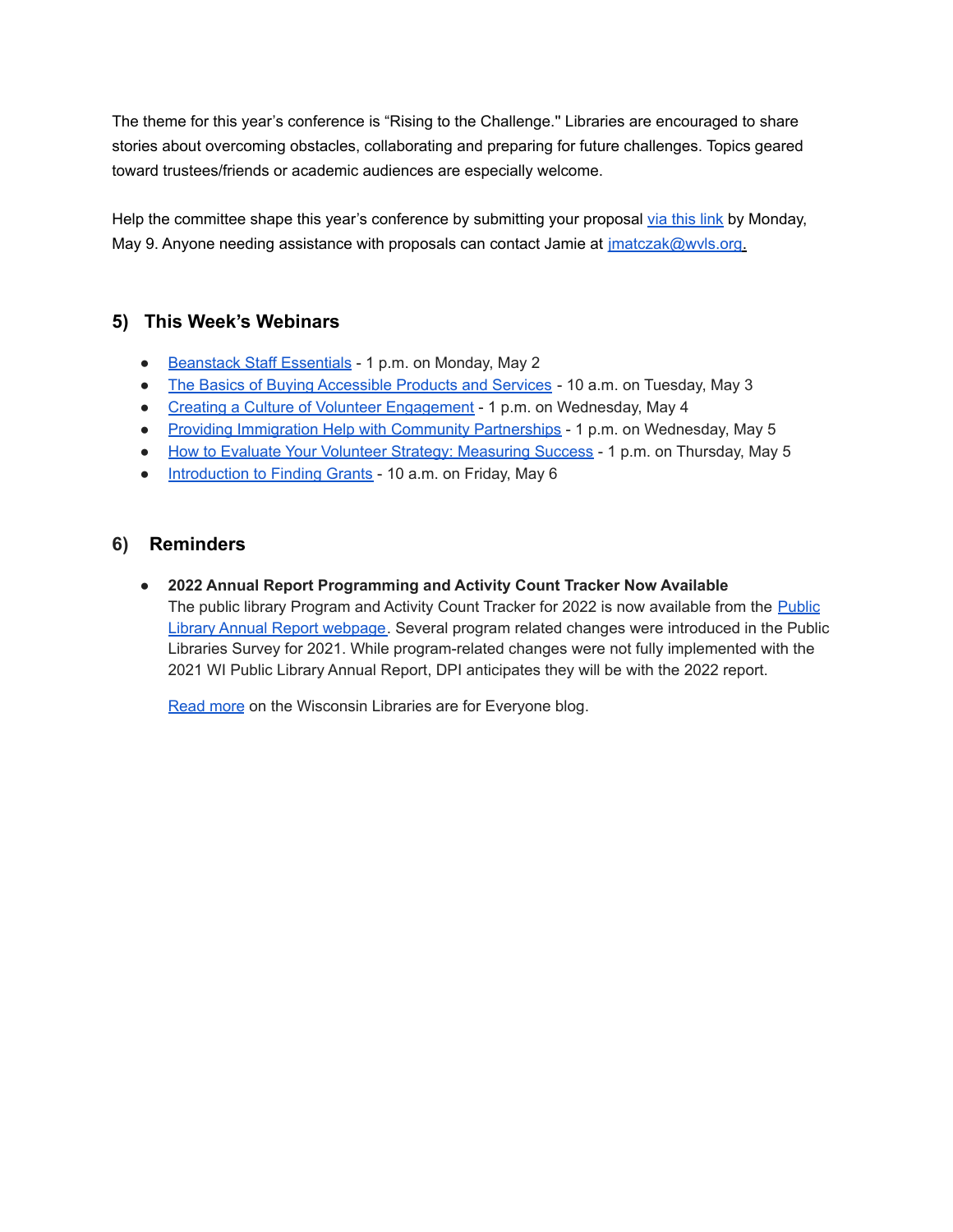The theme for this year's conference is "Rising to the Challenge." Libraries are encouraged to share stories about overcoming obstacles, collaborating and preparing for future challenges. Topics geared toward trustees/friends or academic audiences are especially welcome.

Help the committee shape this year's conference by submitting your proposal via this link by Monday, May 9. Anyone needing assistance with proposals can contact Jamie at jmatczak@wvls.org.

## 5) This Week's Webinars

- Beanstack Staff Essentials - 1 p.m. on Monday, May 2
- The Basics of Buying Accessible Products and Services - 10 a.m. on Tuesday, May 3
- Creating a Culture of Volunteer Engagement - 1 p.m. on Wednesday, May 4
- Providing Immigration Help with Community Partnerships - 1 p.m. on Wednesday, May 5
- How to Evaluate Your Volunteer Strategy: Measuring Success - 1 p.m. on Thursday, May 5
- Introduction to Finding Grants - 10 a.m. on Friday, May 6

## 6) Reminders

- **2022 Annual Report Programming and Activity Count Tracker Now Available**
  The public library Program and Activity Count Tracker for 2022 is now available from the Public Library Annual Report webpage. Several program related changes were introduced in the Public Libraries Survey for 2021. While program-related changes were not fully implemented with the 2021 WI Public Library Annual Report, DPI anticipates they will be with the 2022 report.

  Read more on the Wisconsin Libraries are for Everyone blog.